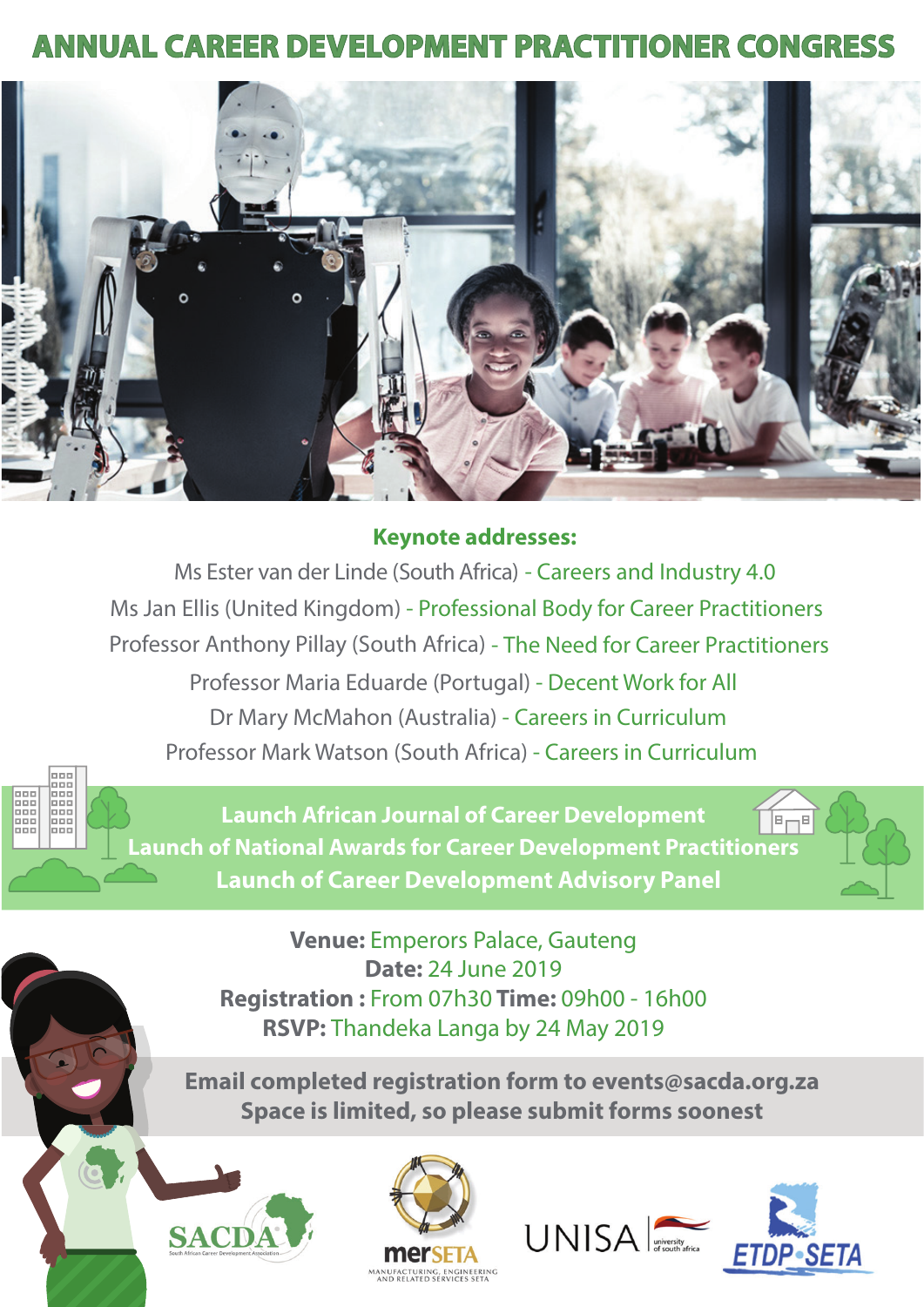# ANNUAL CAREER DEVELOPMENT PRACTITIONER CONGRESS

**Keynote addresses:**

Ms Ester van der Linde (South Africa) - Careers and Industry 4.0

Ms Jan Ellis (United Kingdom) - Professional Body for Career Practitioners

Professor Anthony Pillay (South Africa) - The Need for Career Practitioners

Professor Maria Eduarde (Portugal) - Decent Work for All

Dr Mary McMahon (Australia) - Careers in Curriculum

Professor Mark Watson (South Africa) - Careers in Curriculum

**Launch African Journal of Career Development**

**Launch of National Awards for Career Development Practitioners**

**Launch of Career Development Advisory Panel**

**Venue:** Emperors Palace, Gauteng

**Date:** 24 June 2019

**Registration :** From 07h30 **Time:** 09h00 - 16h00

**RSVP:** Thandeka Langa by 24 May 2019

**Email completed registration form to events@sacda.org.za**

**Space is limited, so please submit forms soonest**

SACDA South African Career Development Association

merSETA MANUFACTURING, ENGINEERING AND RELATED SERVICES SETA

UNISA university of south africa

ETDP SETA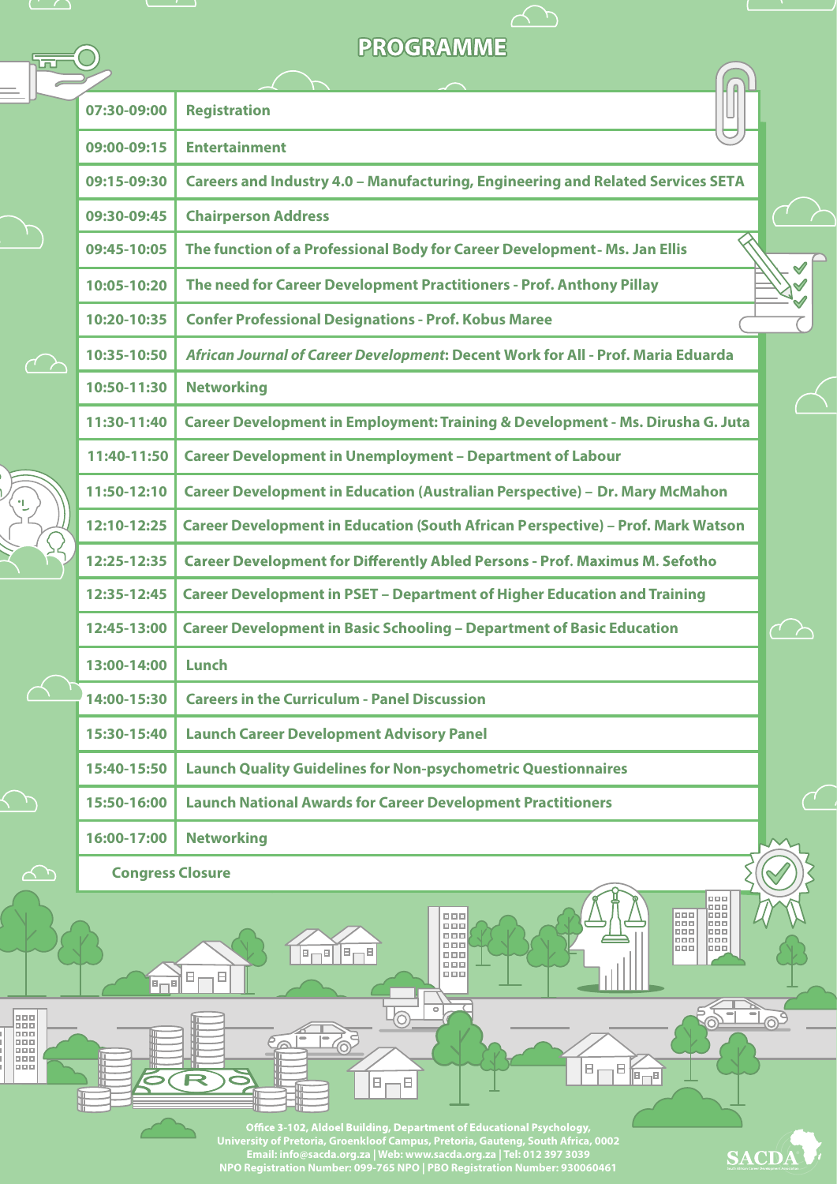# PROGRAMME

| Time | Session |
|---|---|
| 07:30-09:00 | Registration |
| 09:00-09:15 | Entertainment |
| 09:15-09:30 | Careers and Industry 4.0 – Manufacturing, Engineering and Related Services SETA |
| 09:30-09:45 | Chairperson Address |
| 09:45-10:05 | The function of a Professional Body for Career Development- Ms. Jan Ellis |
| 10:05-10:20 | The need for Career Development Practitioners - Prof. Anthony Pillay |
| 10:20-10:35 | Confer Professional Designations - Prof. Kobus Maree |
| 10:35-10:50 | *African Journal of Career Development*: Decent Work for All - Prof. Maria Eduarda |
| 10:50-11:30 | Networking |
| 11:30-11:40 | Career Development in Employment: Training & Development - Ms. Dirusha G. Juta |
| 11:40-11:50 | Career Development in Unemployment – Department of Labour |
| 11:50-12:10 | Career Development in Education (Australian Perspective) – Dr. Mary McMahon |
| 12:10-12:25 | Career Development in Education (South African Perspective) – Prof. Mark Watson |
| 12:25-12:35 | Career Development for Differently Abled Persons - Prof. Maximus M. Sefotho |
| 12:35-12:45 | Career Development in PSET – Department of Higher Education and Training |
| 12:45-13:00 | Career Development in Basic Schooling – Department of Basic Education |
| 13:00-14:00 | Lunch |
| 14:00-15:30 | Careers in the Curriculum - Panel Discussion |
| 15:30-15:40 | Launch Career Development Advisory Panel |
| 15:40-15:50 | Launch Quality Guidelines for Non-psychometric Questionnaires |
| 15:50-16:00 | Launch National Awards for Career Development Practitioners |
| 16:00-17:00 | Networking |
| Congress Closure | |

Office 3-102, Aldoel Building, Department of Educational Psychology,
University of Pretoria, Groenkloof Campus, Pretoria, Gauteng, South Africa, 0002
Email: info@sacda.org.za | Web: www.sacda.org.za | Tel: 012 397 3039
NPO Registration Number: 099-765 NPO | PBO Registration Number: 930060461

SACDA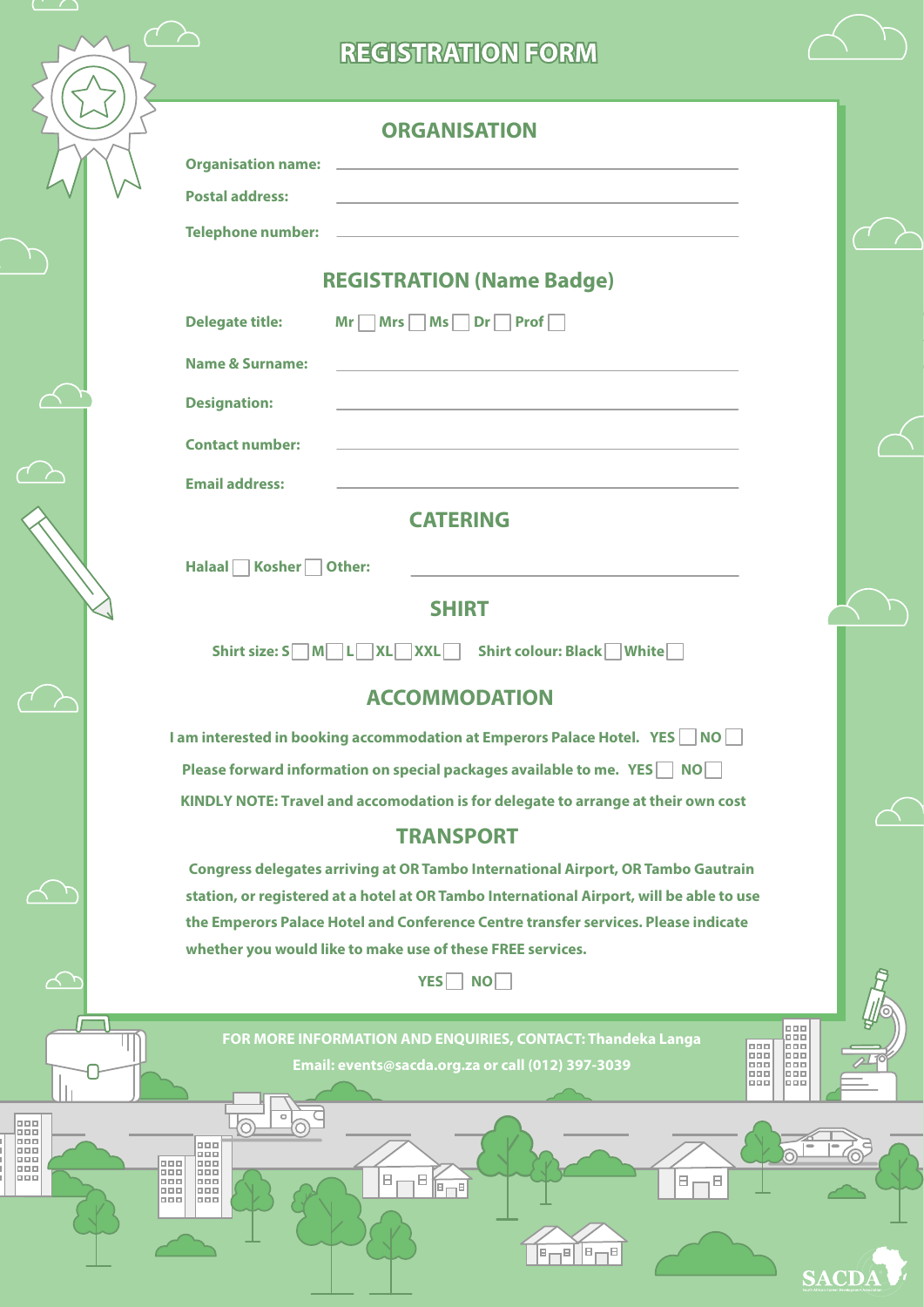# REGISTRATION FORM

## ORGANISATION

**Organisation name:** ____________________

**Postal address:** ____________________

**Telephone number:** ____________________

## REGISTRATION (Name Badge)

**Delegate title:** Mr ☐ Mrs ☐ Ms ☐ Dr ☐ Prof ☐

**Name & Surname:** ____________________

**Designation:** ____________________

**Contact number:** ____________________

**Email address:** ____________________

## CATERING

**Halaal** ☐ **Kosher** ☐ **Other:** ____________________

## SHIRT

**Shirt size:** S ☐ M ☐ L ☐ XL ☐ XXL ☐ **Shirt colour:** Black ☐ White ☐

## ACCOMMODATION

**I am interested in booking accommodation at Emperors Palace Hotel.** YES ☐ NO ☐

**Please forward information on special packages available to me.** YES ☐ NO ☐

**KINDLY NOTE: Travel and accomodation is for delegate to arrange at their own cost**

## TRANSPORT

**Congress delegates arriving at OR Tambo International Airport, OR Tambo Gautrain station, or registered at a hotel at OR Tambo International Airport, will be able to use the Emperors Palace Hotel and Conference Centre transfer services. Please indicate whether you would like to make use of these FREE services.**

YES ☐ NO ☐

**FOR MORE INFORMATION AND ENQUIRIES, CONTACT: Thandeka Langa**

**Email: events@sacda.org.za or call (012) 397-3039**

SACDA